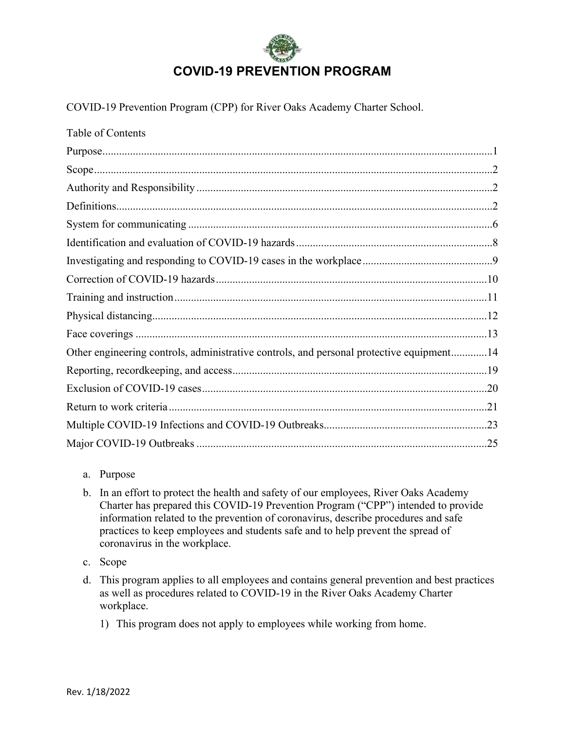# COVID-19 PREVENTION PROGRAM

COVID-19 Prevention Program (CPP) for River Oaks Academy Charter School.

Table of Contents

Purpose.......................................................................................................................1
Scope..........................................................................................................................2
Authority and Responsibility .....................................................................................2
Definitions..................................................................................................................2
System for communicating ........................................................................................6
Identification and evaluation of COVID-19 hazards..................................................8
Investigating and responding to COVID-19 cases in the workplace.........................9
Correction of COVID-19 hazards.............................................................................10
Training and instruction............................................................................................11
Physical distancing....................................................................................................12
Face coverings ..........................................................................................................13
Other engineering controls, administrative controls, and personal protective equipment............14
Reporting, recordkeeping, and access.......................................................................19
Exclusion of COVID-19 cases..................................................................................20
Return to work criteria..............................................................................................21
Multiple COVID-19 Infections and COVID-19 Outbreaks.......................................23
Major COVID-19 Outbreaks ....................................................................................25

a. Purpose

b. In an effort to protect the health and safety of our employees, River Oaks Academy Charter has prepared this COVID-19 Prevention Program ("CPP") intended to provide information related to the prevention of coronavirus, describe procedures and safe practices to keep employees and students safe and to help prevent the spread of coronavirus in the workplace.

c. Scope

d. This program applies to all employees and contains general prevention and best practices as well as procedures related to COVID-19 in the River Oaks Academy Charter workplace.

   1) This program does not apply to employees while working from home.

Rev. 1/18/2022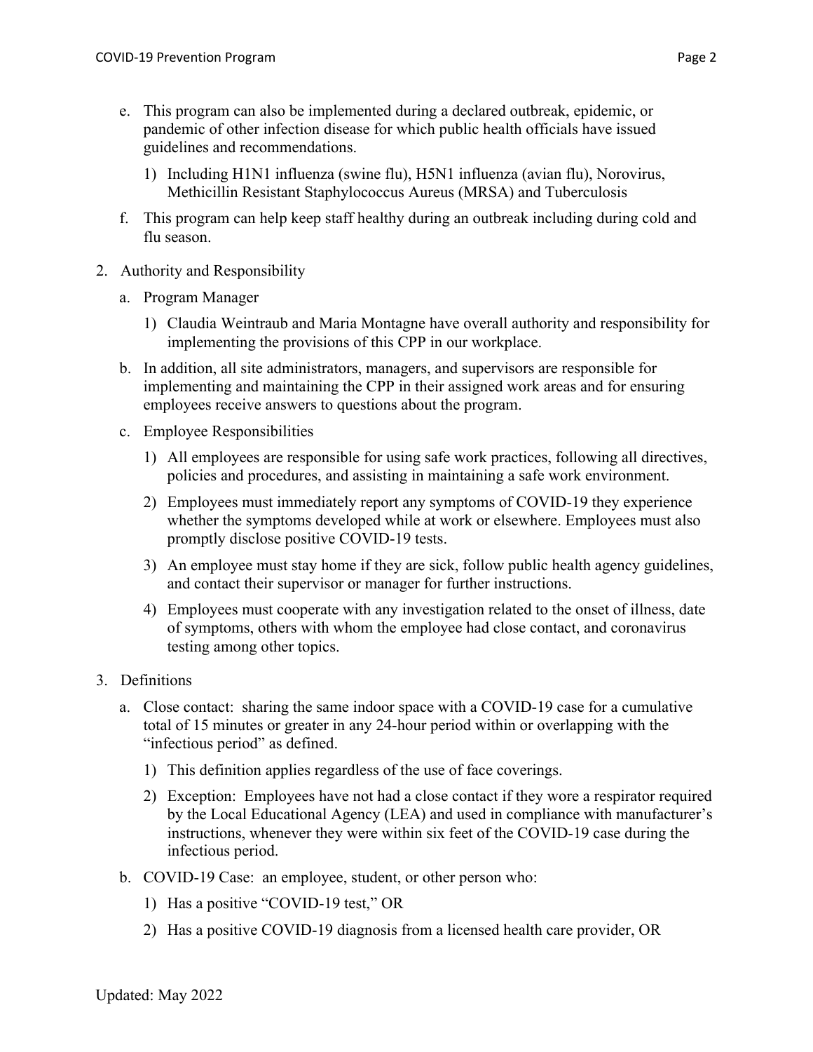e. This program can also be implemented during a declared outbreak, epidemic, or pandemic of other infection disease for which public health officials have issued guidelines and recommendations.

    1) Including H1N1 influenza (swine flu), H5N1 influenza (avian flu), Norovirus, Methicillin Resistant Staphylococcus Aureus (MRSA) and Tuberculosis

f. This program can help keep staff healthy during an outbreak including during cold and flu season.

2. Authority and Responsibility

    a. Program Manager

        1) Claudia Weintraub and Maria Montagne have overall authority and responsibility for implementing the provisions of this CPP in our workplace.

    b. In addition, all site administrators, managers, and supervisors are responsible for implementing and maintaining the CPP in their assigned work areas and for ensuring employees receive answers to questions about the program.

    c. Employee Responsibilities

        1) All employees are responsible for using safe work practices, following all directives, policies and procedures, and assisting in maintaining a safe work environment.

        2) Employees must immediately report any symptoms of COVID-19 they experience whether the symptoms developed while at work or elsewhere. Employees must also promptly disclose positive COVID-19 tests.

        3) An employee must stay home if they are sick, follow public health agency guidelines, and contact their supervisor or manager for further instructions.

        4) Employees must cooperate with any investigation related to the onset of illness, date of symptoms, others with whom the employee had close contact, and coronavirus testing among other topics.

3. Definitions

    a. Close contact: sharing the same indoor space with a COVID-19 case for a cumulative total of 15 minutes or greater in any 24-hour period within or overlapping with the "infectious period" as defined.

        1) This definition applies regardless of the use of face coverings.

        2) Exception: Employees have not had a close contact if they wore a respirator required by the Local Educational Agency (LEA) and used in compliance with manufacturer's instructions, whenever they were within six feet of the COVID-19 case during the infectious period.

    b. COVID-19 Case: an employee, student, or other person who:

        1) Has a positive "COVID-19 test," OR

        2) Has a positive COVID-19 diagnosis from a licensed health care provider, OR

Updated: May 2022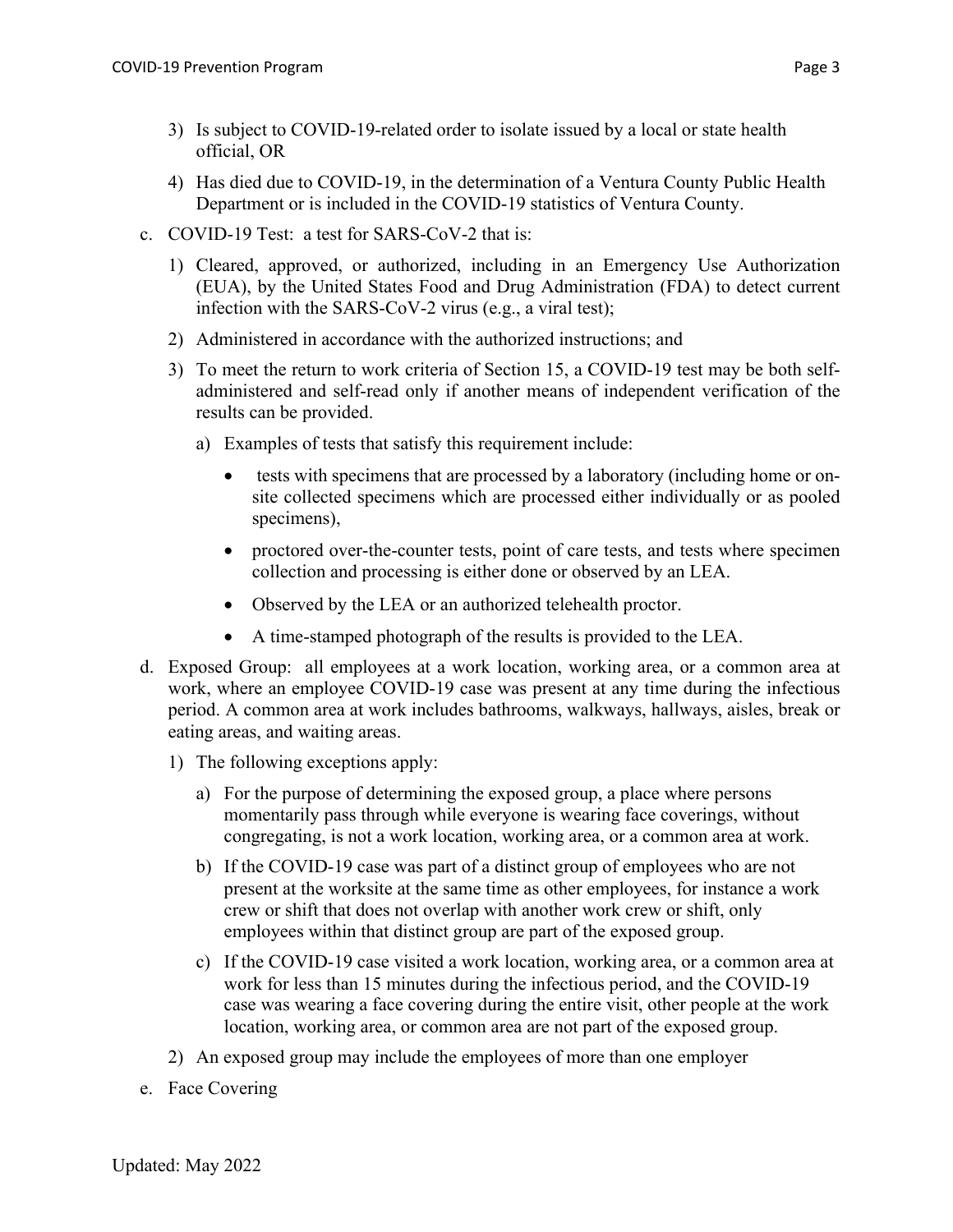3) Is subject to COVID-19-related order to isolate issued by a local or state health official, OR

4) Has died due to COVID-19, in the determination of a Ventura County Public Health Department or is included in the COVID-19 statistics of Ventura County.

c. COVID-19 Test: a test for SARS-CoV-2 that is:

1) Cleared, approved, or authorized, including in an Emergency Use Authorization (EUA), by the United States Food and Drug Administration (FDA) to detect current infection with the SARS-CoV-2 virus (e.g., a viral test);

2) Administered in accordance with the authorized instructions; and

3) To meet the return to work criteria of Section 15, a COVID-19 test may be both self-administered and self-read only if another means of independent verification of the results can be provided.

   a) Examples of tests that satisfy this requirement include:

   - tests with specimens that are processed by a laboratory (including home or on-site collected specimens which are processed either individually or as pooled specimens),
   - proctored over-the-counter tests, point of care tests, and tests where specimen collection and processing is either done or observed by an LEA.
   - Observed by the LEA or an authorized telehealth proctor.
   - A time-stamped photograph of the results is provided to the LEA.

d. Exposed Group: all employees at a work location, working area, or a common area at work, where an employee COVID-19 case was present at any time during the infectious period. A common area at work includes bathrooms, walkways, hallways, aisles, break or eating areas, and waiting areas.

1) The following exceptions apply:

   a) For the purpose of determining the exposed group, a place where persons momentarily pass through while everyone is wearing face coverings, without congregating, is not a work location, working area, or a common area at work.

   b) If the COVID-19 case was part of a distinct group of employees who are not present at the worksite at the same time as other employees, for instance a work crew or shift that does not overlap with another work crew or shift, only employees within that distinct group are part of the exposed group.

   c) If the COVID-19 case visited a work location, working area, or a common area at work for less than 15 minutes during the infectious period, and the COVID-19 case was wearing a face covering during the entire visit, other people at the work location, working area, or common area are not part of the exposed group.

2) An exposed group may include the employees of more than one employer

e. Face Covering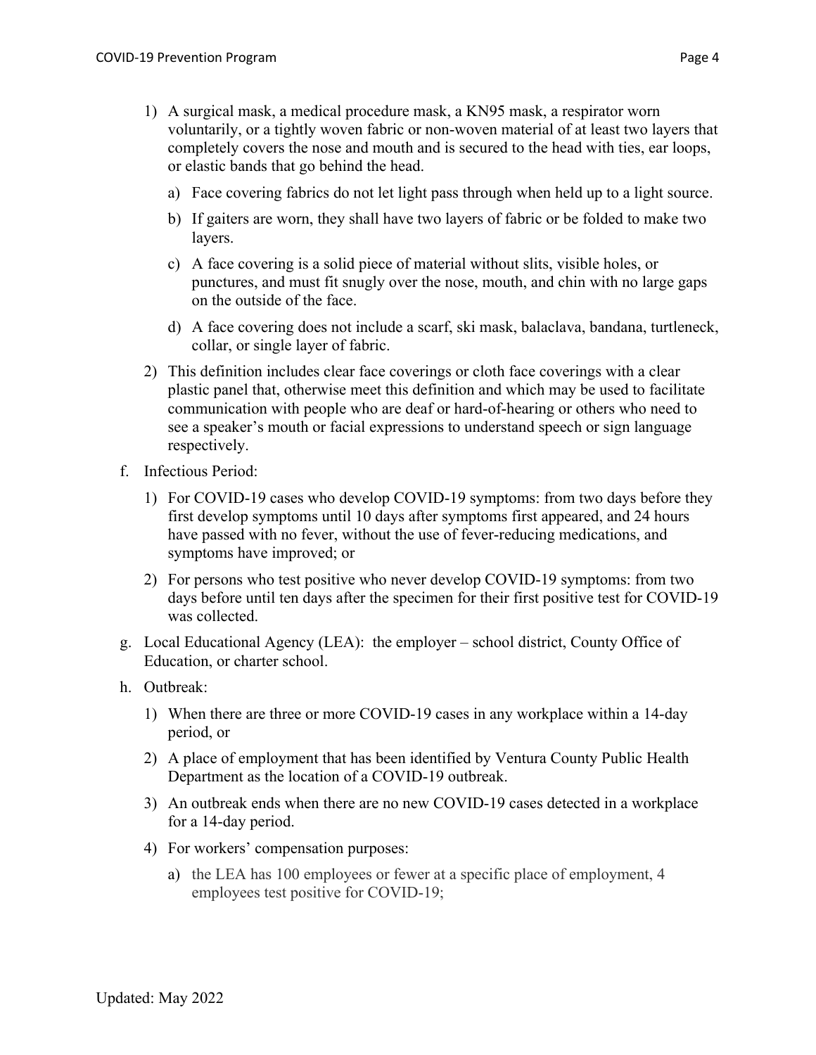1) A surgical mask, a medical procedure mask, a KN95 mask, a respirator worn voluntarily, or a tightly woven fabric or non-woven material of at least two layers that completely covers the nose and mouth and is secured to the head with ties, ear loops, or elastic bands that go behind the head.

   a) Face covering fabrics do not let light pass through when held up to a light source.

   b) If gaiters are worn, they shall have two layers of fabric or be folded to make two layers.

   c) A face covering is a solid piece of material without slits, visible holes, or punctures, and must fit snugly over the nose, mouth, and chin with no large gaps on the outside of the face.

   d) A face covering does not include a scarf, ski mask, balaclava, bandana, turtleneck, collar, or single layer of fabric.

2) This definition includes clear face coverings or cloth face coverings with a clear plastic panel that, otherwise meet this definition and which may be used to facilitate communication with people who are deaf or hard-of-hearing or others who need to see a speaker's mouth or facial expressions to understand speech or sign language respectively.

f. Infectious Period:

   1) For COVID-19 cases who develop COVID-19 symptoms: from two days before they first develop symptoms until 10 days after symptoms first appeared, and 24 hours have passed with no fever, without the use of fever-reducing medications, and symptoms have improved; or

   2) For persons who test positive who never develop COVID-19 symptoms: from two days before until ten days after the specimen for their first positive test for COVID-19 was collected.

g. Local Educational Agency (LEA): the employer – school district, County Office of Education, or charter school.

h. Outbreak:

   1) When there are three or more COVID-19 cases in any workplace within a 14-day period, or

   2) A place of employment that has been identified by Ventura County Public Health Department as the location of a COVID-19 outbreak.

   3) An outbreak ends when there are no new COVID-19 cases detected in a workplace for a 14-day period.

   4) For workers' compensation purposes:

      a) the LEA has 100 employees or fewer at a specific place of employment, 4 employees test positive for COVID-19;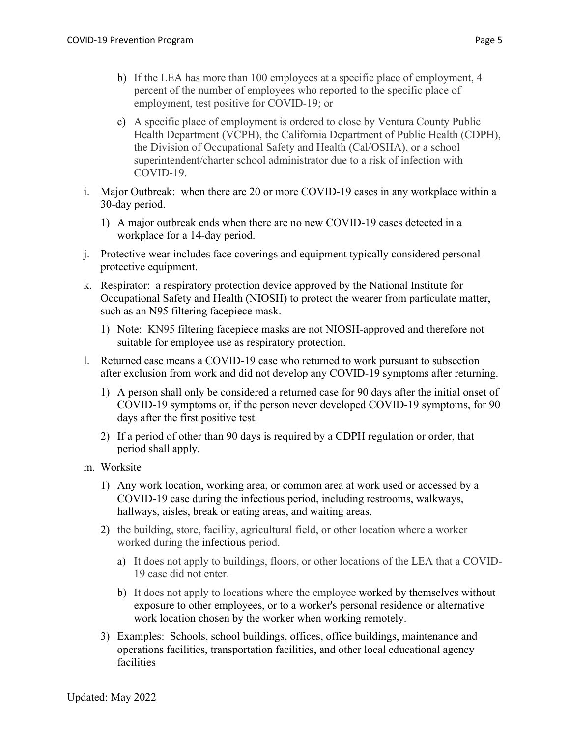b) If the LEA has more than 100 employees at a specific place of employment, 4 percent of the number of employees who reported to the specific place of employment, test positive for COVID-19; or

   c) A specific place of employment is ordered to close by Ventura County Public Health Department (VCPH), the California Department of Public Health (CDPH), the Division of Occupational Safety and Health (Cal/OSHA), or a school superintendent/charter school administrator due to a risk of infection with COVID-19.

i. Major Outbreak: when there are 20 or more COVID-19 cases in any workplace within a 30-day period.

   1) A major outbreak ends when there are no new COVID-19 cases detected in a workplace for a 14-day period.

j. Protective wear includes face coverings and equipment typically considered personal protective equipment.

k. Respirator: a respiratory protection device approved by the National Institute for Occupational Safety and Health (NIOSH) to protect the wearer from particulate matter, such as an N95 filtering facepiece mask.

   1) Note: KN95 filtering facepiece masks are not NIOSH-approved and therefore not suitable for employee use as respiratory protection.

l. Returned case means a COVID-19 case who returned to work pursuant to subsection after exclusion from work and did not develop any COVID-19 symptoms after returning.

   1) A person shall only be considered a returned case for 90 days after the initial onset of COVID-19 symptoms or, if the person never developed COVID-19 symptoms, for 90 days after the first positive test.

   2) If a period of other than 90 days is required by a CDPH regulation or order, that period shall apply.

m. Worksite

   1) Any work location, working area, or common area at work used or accessed by a COVID-19 case during the infectious period, including restrooms, walkways, hallways, aisles, break or eating areas, and waiting areas.

   2) the building, store, facility, agricultural field, or other location where a worker worked during the infectious period.

      a) It does not apply to buildings, floors, or other locations of the LEA that a COVID-19 case did not enter.

      b) It does not apply to locations where the employee worked by themselves without exposure to other employees, or to a worker's personal residence or alternative work location chosen by the worker when working remotely.

   3) Examples: Schools, school buildings, offices, office buildings, maintenance and operations facilities, transportation facilities, and other local educational agency facilities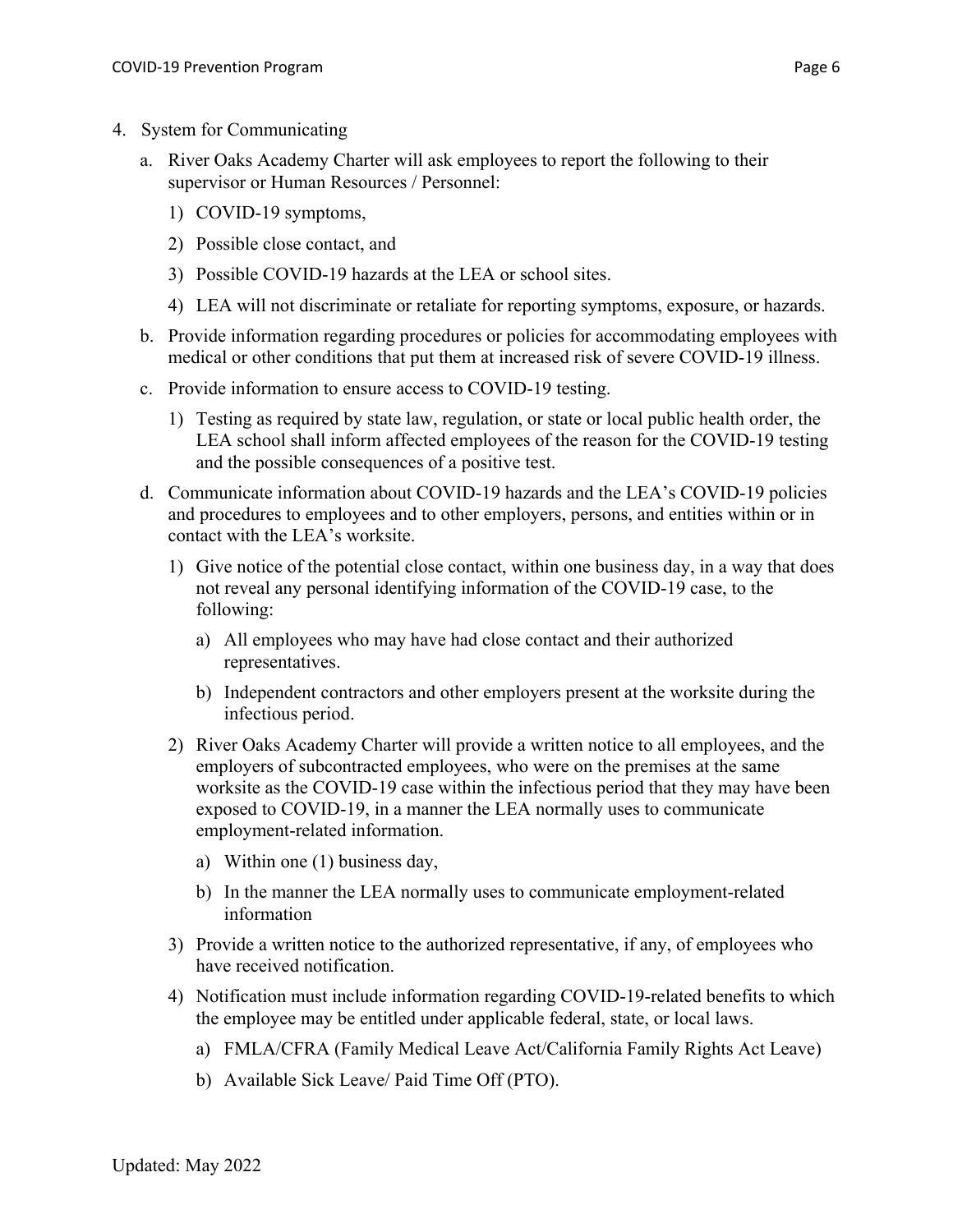4. System for Communicating

   a. River Oaks Academy Charter will ask employees to report the following to their supervisor or Human Resources / Personnel:

      1) COVID-19 symptoms,

      2) Possible close contact, and

      3) Possible COVID-19 hazards at the LEA or school sites.

      4) LEA will not discriminate or retaliate for reporting symptoms, exposure, or hazards.

   b. Provide information regarding procedures or policies for accommodating employees with medical or other conditions that put them at increased risk of severe COVID-19 illness.

   c. Provide information to ensure access to COVID-19 testing.

      1) Testing as required by state law, regulation, or state or local public health order, the LEA school shall inform affected employees of the reason for the COVID-19 testing and the possible consequences of a positive test.

   d. Communicate information about COVID-19 hazards and the LEA's COVID-19 policies and procedures to employees and to other employers, persons, and entities within or in contact with the LEA's worksite.

      1) Give notice of the potential close contact, within one business day, in a way that does not reveal any personal identifying information of the COVID-19 case, to the following:

         a) All employees who may have had close contact and their authorized representatives.

         b) Independent contractors and other employers present at the worksite during the infectious period.

      2) River Oaks Academy Charter will provide a written notice to all employees, and the employers of subcontracted employees, who were on the premises at the same worksite as the COVID-19 case within the infectious period that they may have been exposed to COVID-19, in a manner the LEA normally uses to communicate employment-related information.

         a) Within one (1) business day,

         b) In the manner the LEA normally uses to communicate employment-related information

      3) Provide a written notice to the authorized representative, if any, of employees who have received notification.

      4) Notification must include information regarding COVID-19-related benefits to which the employee may be entitled under applicable federal, state, or local laws.

         a) FMLA/CFRA (Family Medical Leave Act/California Family Rights Act Leave)

         b) Available Sick Leave/ Paid Time Off (PTO).

Updated: May 2022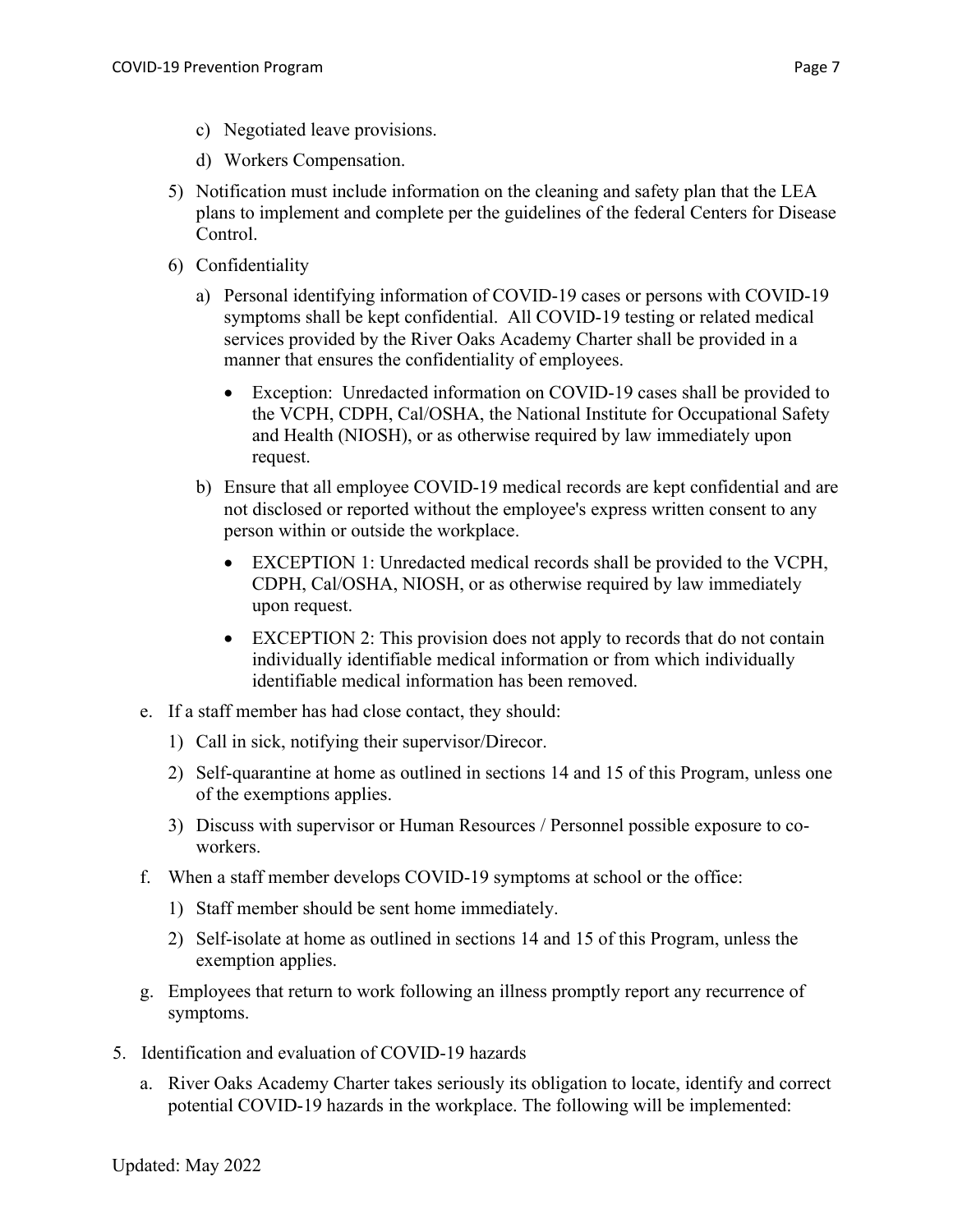c) Negotiated leave provisions.

d) Workers Compensation.

5) Notification must include information on the cleaning and safety plan that the LEA plans to implement and complete per the guidelines of the federal Centers for Disease Control.

6) Confidentiality

   a) Personal identifying information of COVID-19 cases or persons with COVID-19 symptoms shall be kept confidential. All COVID-19 testing or related medical services provided by the River Oaks Academy Charter shall be provided in a manner that ensures the confidentiality of employees.

      - Exception: Unredacted information on COVID-19 cases shall be provided to the VCPH, CDPH, Cal/OSHA, the National Institute for Occupational Safety and Health (NIOSH), or as otherwise required by law immediately upon request.

   b) Ensure that all employee COVID-19 medical records are kept confidential and are not disclosed or reported without the employee's express written consent to any person within or outside the workplace.

      - EXCEPTION 1: Unredacted medical records shall be provided to the VCPH, CDPH, Cal/OSHA, NIOSH, or as otherwise required by law immediately upon request.
      - EXCEPTION 2: This provision does not apply to records that do not contain individually identifiable medical information or from which individually identifiable medical information has been removed.

e. If a staff member has had close contact, they should:

   1) Call in sick, notifying their supervisor/Direcor.
   2) Self-quarantine at home as outlined in sections 14 and 15 of this Program, unless one of the exemptions applies.
   3) Discuss with supervisor or Human Resources / Personnel possible exposure to co-workers.

f. When a staff member develops COVID-19 symptoms at school or the office:

   1) Staff member should be sent home immediately.
   2) Self-isolate at home as outlined in sections 14 and 15 of this Program, unless the exemption applies.

g. Employees that return to work following an illness promptly report any recurrence of symptoms.

5. Identification and evaluation of COVID-19 hazards

   a. River Oaks Academy Charter takes seriously its obligation to locate, identify and correct potential COVID-19 hazards in the workplace. The following will be implemented:

Updated: May 2022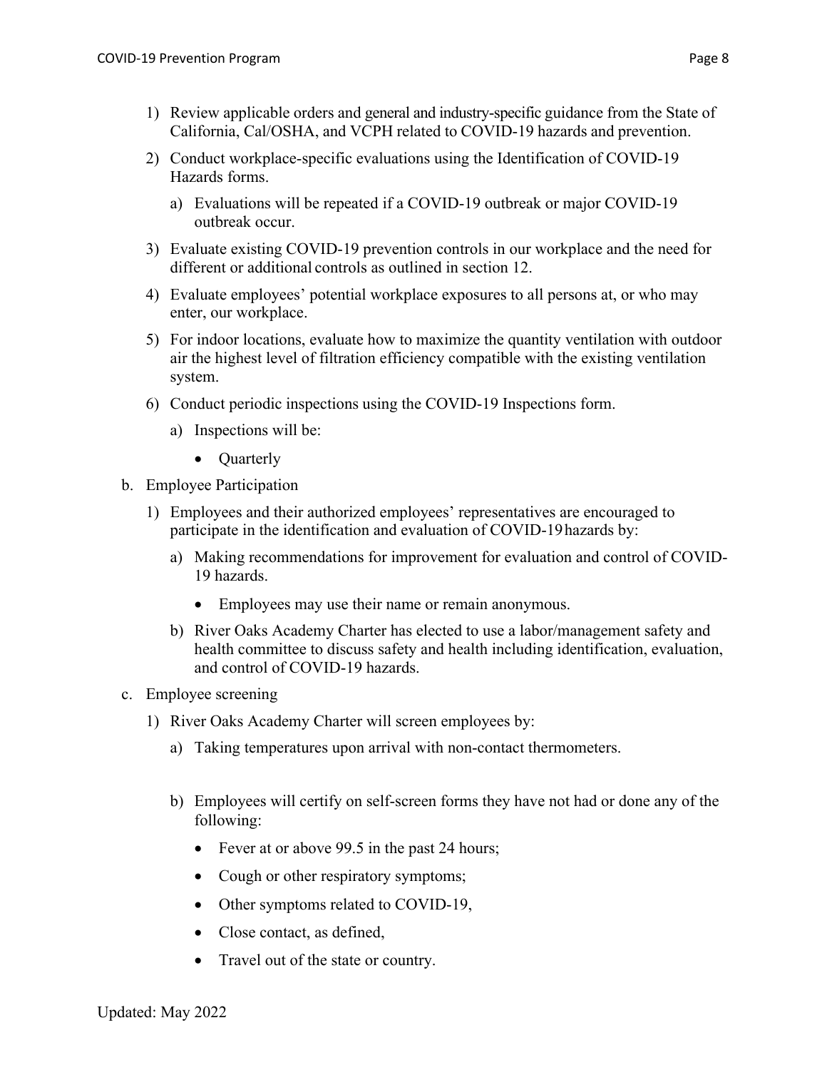1) Review applicable orders and general and industry-specific guidance from the State of California, Cal/OSHA, and VCPH related to COVID-19 hazards and prevention.

2) Conduct workplace-specific evaluations using the Identification of COVID-19 Hazards forms.

   a) Evaluations will be repeated if a COVID-19 outbreak or major COVID-19 outbreak occur.

3) Evaluate existing COVID-19 prevention controls in our workplace and the need for different or additional controls as outlined in section 12.

4) Evaluate employees' potential workplace exposures to all persons at, or who may enter, our workplace.

5) For indoor locations, evaluate how to maximize the quantity ventilation with outdoor air the highest level of filtration efficiency compatible with the existing ventilation system.

6) Conduct periodic inspections using the COVID-19 Inspections form.

   a) Inspections will be:

      - Quarterly

b. Employee Participation

   1) Employees and their authorized employees' representatives are encouraged to participate in the identification and evaluation of COVID-19 hazards by:

      a) Making recommendations for improvement for evaluation and control of COVID-19 hazards.

         - Employees may use their name or remain anonymous.

      b) River Oaks Academy Charter has elected to use a labor/management safety and health committee to discuss safety and health including identification, evaluation, and control of COVID-19 hazards.

c. Employee screening

   1) River Oaks Academy Charter will screen employees by:

      a) Taking temperatures upon arrival with non-contact thermometers.

      b) Employees will certify on self-screen forms they have not had or done any of the following:

         - Fever at or above 99.5 in the past 24 hours;
         - Cough or other respiratory symptoms;
         - Other symptoms related to COVID-19,
         - Close contact, as defined,
         - Travel out of the state or country.

Updated: May 2022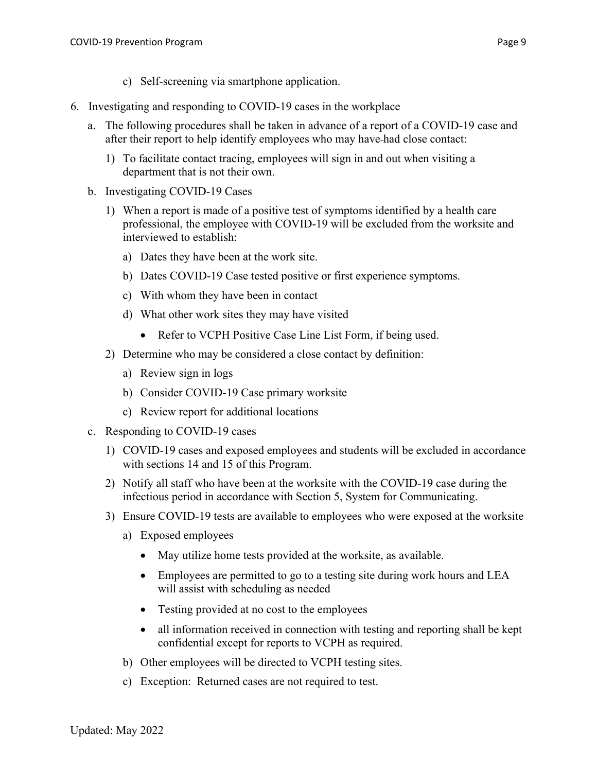c) Self-screening via smartphone application.

6. Investigating and responding to COVID-19 cases in the workplace

   a. The following procedures shall be taken in advance of a report of a COVID-19 case and after their report to help identify employees who may have had close contact:

      1) To facilitate contact tracing, employees will sign in and out when visiting a department that is not their own.

   b. Investigating COVID-19 Cases

      1) When a report is made of a positive test of symptoms identified by a health care professional, the employee with COVID-19 will be excluded from the worksite and interviewed to establish:

         a) Dates they have been at the work site.

         b) Dates COVID-19 Case tested positive or first experience symptoms.

         c) With whom they have been in contact

         d) What other work sites they may have visited

            - Refer to VCPH Positive Case Line List Form, if being used.

      2) Determine who may be considered a close contact by definition:

         a) Review sign in logs

         b) Consider COVID-19 Case primary worksite

         c) Review report for additional locations

   c. Responding to COVID-19 cases

      1) COVID-19 cases and exposed employees and students will be excluded in accordance with sections 14 and 15 of this Program.

      2) Notify all staff who have been at the worksite with the COVID-19 case during the infectious period in accordance with Section 5, System for Communicating.

      3) Ensure COVID-19 tests are available to employees who were exposed at the worksite

         a) Exposed employees

            - May utilize home tests provided at the worksite, as available.
            - Employees are permitted to go to a testing site during work hours and LEA will assist with scheduling as needed
            - Testing provided at no cost to the employees
            - all information received in connection with testing and reporting shall be kept confidential except for reports to VCPH as required.

         b) Other employees will be directed to VCPH testing sites.

         c) Exception: Returned cases are not required to test.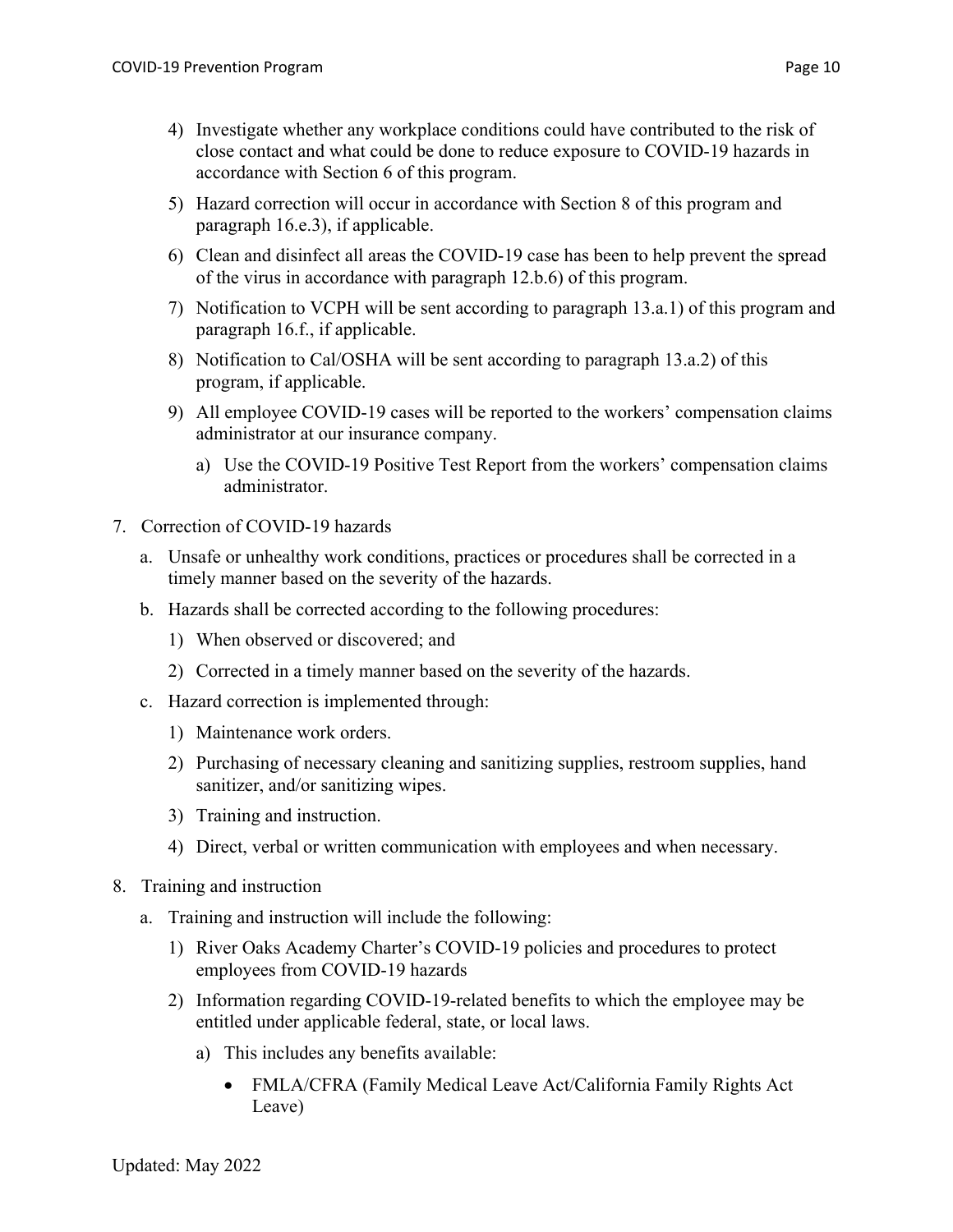4) Investigate whether any workplace conditions could have contributed to the risk of close contact and what could be done to reduce exposure to COVID-19 hazards in accordance with Section 6 of this program.

5) Hazard correction will occur in accordance with Section 8 of this program and paragraph 16.e.3), if applicable.

6) Clean and disinfect all areas the COVID-19 case has been to help prevent the spread of the virus in accordance with paragraph 12.b.6) of this program.

7) Notification to VCPH will be sent according to paragraph 13.a.1) of this program and paragraph 16.f., if applicable.

8) Notification to Cal/OSHA will be sent according to paragraph 13.a.2) of this program, if applicable.

9) All employee COVID-19 cases will be reported to the workers' compensation claims administrator at our insurance company.

   a) Use the COVID-19 Positive Test Report from the workers' compensation claims administrator.

7. Correction of COVID-19 hazards

   a. Unsafe or unhealthy work conditions, practices or procedures shall be corrected in a timely manner based on the severity of the hazards.

   b. Hazards shall be corrected according to the following procedures:

      1) When observed or discovered; and

      2) Corrected in a timely manner based on the severity of the hazards.

   c. Hazard correction is implemented through:

      1) Maintenance work orders.

      2) Purchasing of necessary cleaning and sanitizing supplies, restroom supplies, hand sanitizer, and/or sanitizing wipes.

      3) Training and instruction.

      4) Direct, verbal or written communication with employees and when necessary.

8. Training and instruction

   a. Training and instruction will include the following:

      1) River Oaks Academy Charter's COVID-19 policies and procedures to protect employees from COVID-19 hazards

      2) Information regarding COVID-19-related benefits to which the employee may be entitled under applicable federal, state, or local laws.

         a) This includes any benefits available:

            - FMLA/CFRA (Family Medical Leave Act/California Family Rights Act Leave)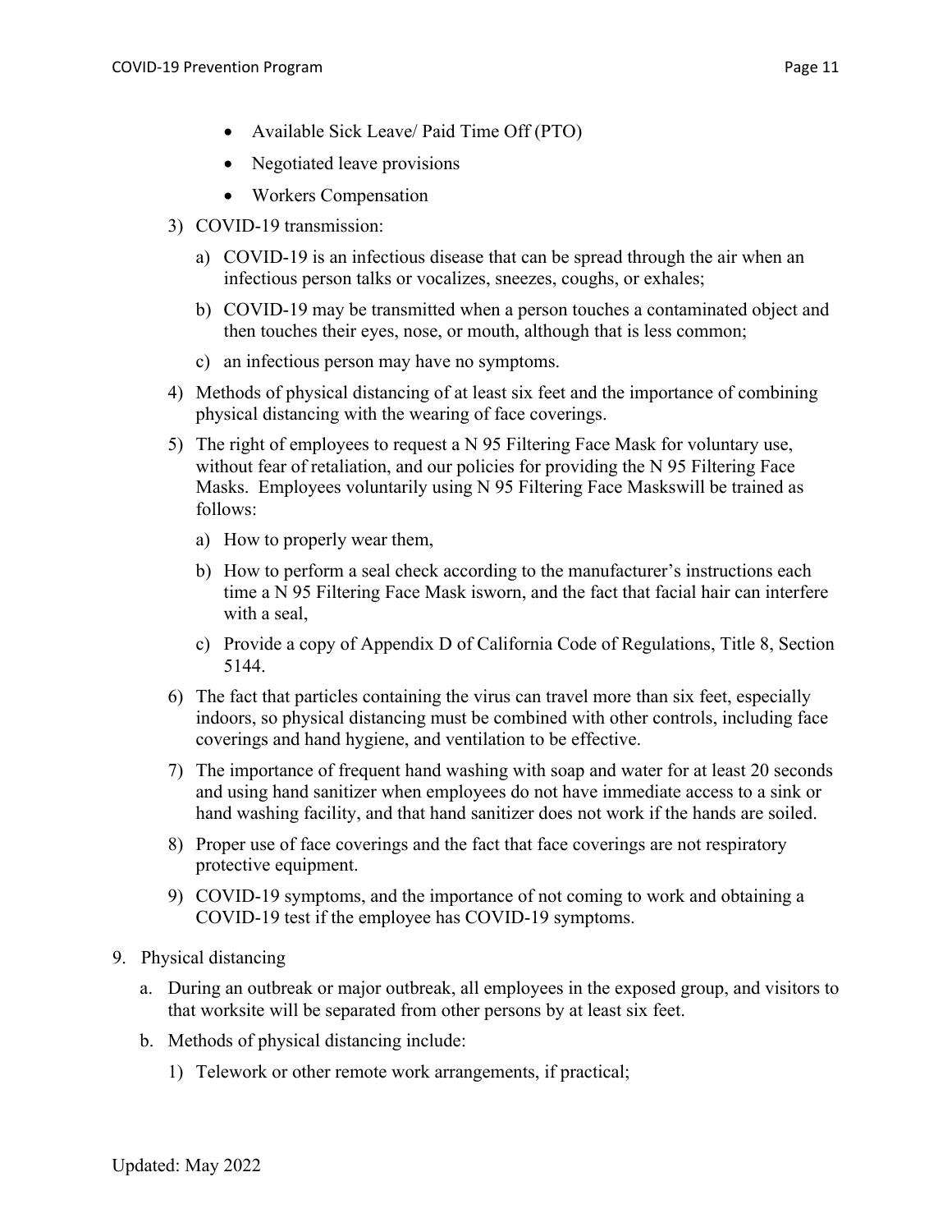- Available Sick Leave/ Paid Time Off (PTO)
- Negotiated leave provisions
- Workers Compensation

3) COVID-19 transmission:

   a) COVID-19 is an infectious disease that can be spread through the air when an infectious person talks or vocalizes, sneezes, coughs, or exhales;

   b) COVID-19 may be transmitted when a person touches a contaminated object and then touches their eyes, nose, or mouth, although that is less common;

   c) an infectious person may have no symptoms.

4) Methods of physical distancing of at least six feet and the importance of combining physical distancing with the wearing of face coverings.

5) The right of employees to request a N 95 Filtering Face Mask for voluntary use, without fear of retaliation, and our policies for providing the N 95 Filtering Face Masks. Employees voluntarily using N 95 Filtering Face Maskswill be trained as follows:

   a) How to properly wear them,

   b) How to perform a seal check according to the manufacturer's instructions each time a N 95 Filtering Face Mask isworn, and the fact that facial hair can interfere with a seal,

   c) Provide a copy of Appendix D of California Code of Regulations, Title 8, Section 5144.

6) The fact that particles containing the virus can travel more than six feet, especially indoors, so physical distancing must be combined with other controls, including face coverings and hand hygiene, and ventilation to be effective.

7) The importance of frequent hand washing with soap and water for at least 20 seconds and using hand sanitizer when employees do not have immediate access to a sink or hand washing facility, and that hand sanitizer does not work if the hands are soiled.

8) Proper use of face coverings and the fact that face coverings are not respiratory protective equipment.

9) COVID-19 symptoms, and the importance of not coming to work and obtaining a COVID-19 test if the employee has COVID-19 symptoms.

9. Physical distancing

   a. During an outbreak or major outbreak, all employees in the exposed group, and visitors to that worksite will be separated from other persons by at least six feet.

   b. Methods of physical distancing include:

      1) Telework or other remote work arrangements, if practical;

Updated: May 2022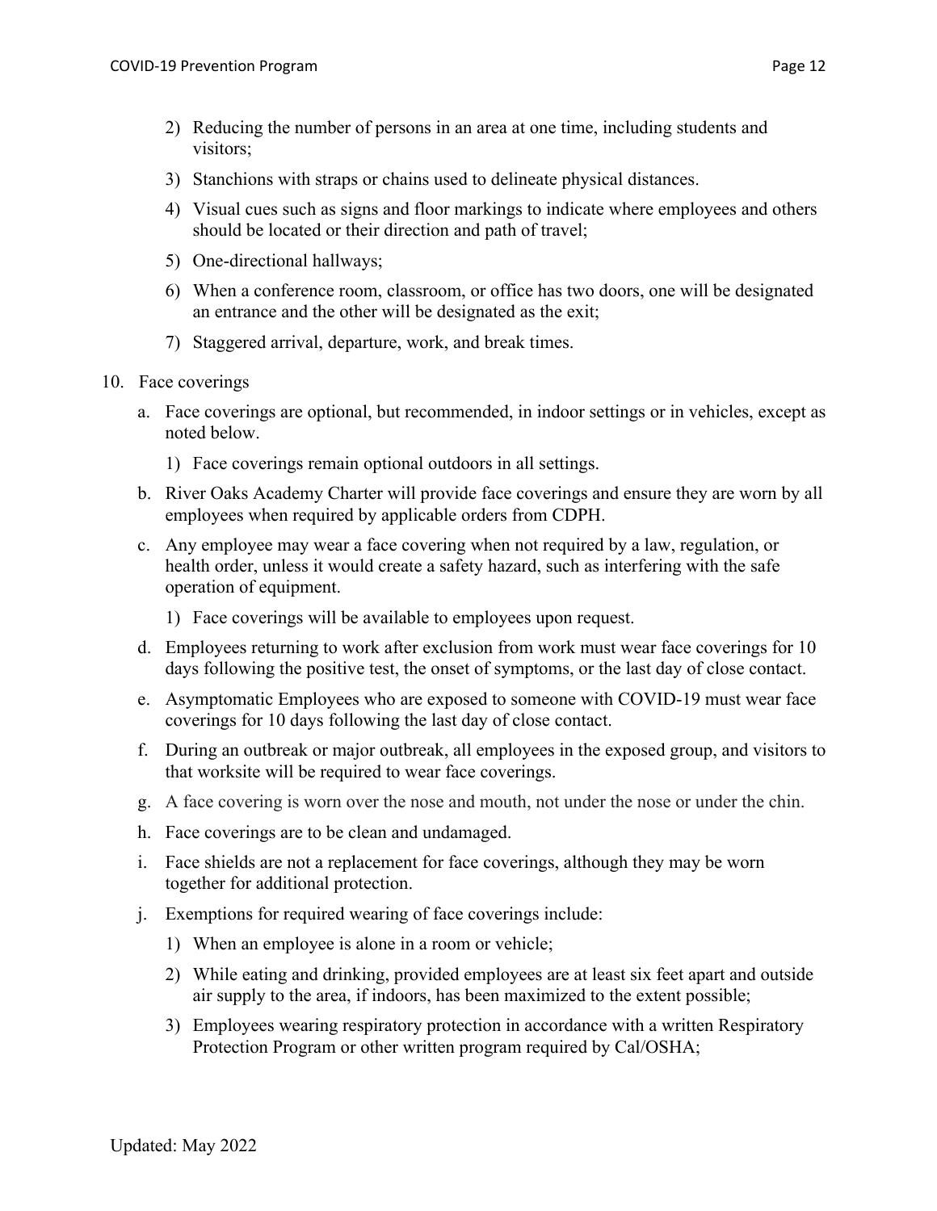2) Reducing the number of persons in an area at one time, including students and visitors;

3) Stanchions with straps or chains used to delineate physical distances.

4) Visual cues such as signs and floor markings to indicate where employees and others should be located or their direction and path of travel;

5) One-directional hallways;

6) When a conference room, classroom, or office has two doors, one will be designated an entrance and the other will be designated as the exit;

7) Staggered arrival, departure, work, and break times.

10. Face coverings

a. Face coverings are optional, but recommended, in indoor settings or in vehicles, except as noted below.

   1) Face coverings remain optional outdoors in all settings.

b. River Oaks Academy Charter will provide face coverings and ensure they are worn by all employees when required by applicable orders from CDPH.

c. Any employee may wear a face covering when not required by a law, regulation, or health order, unless it would create a safety hazard, such as interfering with the safe operation of equipment.

   1) Face coverings will be available to employees upon request.

d. Employees returning to work after exclusion from work must wear face coverings for 10 days following the positive test, the onset of symptoms, or the last day of close contact.

e. Asymptomatic Employees who are exposed to someone with COVID-19 must wear face coverings for 10 days following the last day of close contact.

f. During an outbreak or major outbreak, all employees in the exposed group, and visitors to that worksite will be required to wear face coverings.

g. A face covering is worn over the nose and mouth, not under the nose or under the chin.

h. Face coverings are to be clean and undamaged.

i. Face shields are not a replacement for face coverings, although they may be worn together for additional protection.

j. Exemptions for required wearing of face coverings include:

   1) When an employee is alone in a room or vehicle;

   2) While eating and drinking, provided employees are at least six feet apart and outside air supply to the area, if indoors, has been maximized to the extent possible;

   3) Employees wearing respiratory protection in accordance with a written Respiratory Protection Program or other written program required by Cal/OSHA;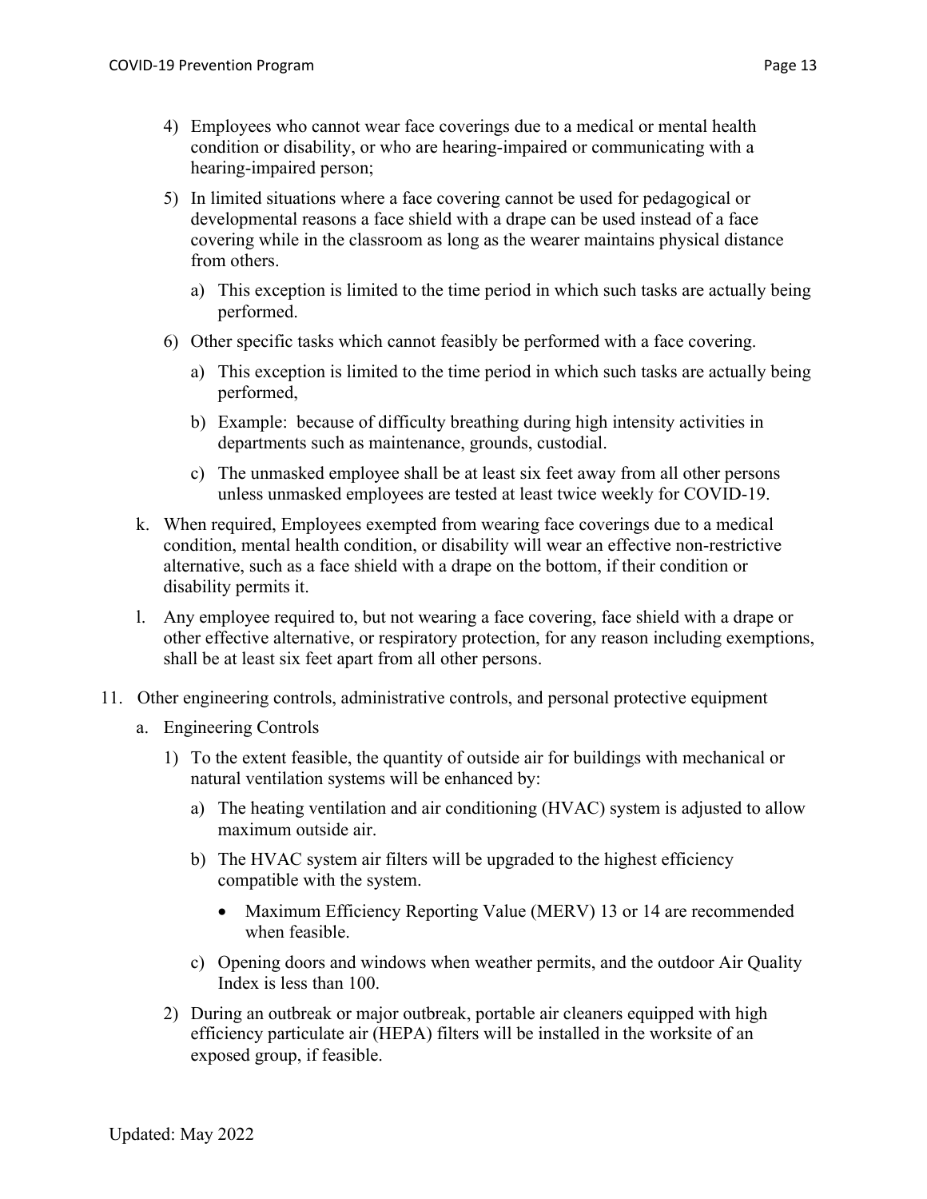4) Employees who cannot wear face coverings due to a medical or mental health condition or disability, or who are hearing-impaired or communicating with a hearing-impaired person;

5) In limited situations where a face covering cannot be used for pedagogical or developmental reasons a face shield with a drape can be used instead of a face covering while in the classroom as long as the wearer maintains physical distance from others.

   a) This exception is limited to the time period in which such tasks are actually being performed.

6) Other specific tasks which cannot feasibly be performed with a face covering.

   a) This exception is limited to the time period in which such tasks are actually being performed,

   b) Example: because of difficulty breathing during high intensity activities in departments such as maintenance, grounds, custodial.

   c) The unmasked employee shall be at least six feet away from all other persons unless unmasked employees are tested at least twice weekly for COVID-19.

k. When required, Employees exempted from wearing face coverings due to a medical condition, mental health condition, or disability will wear an effective non-restrictive alternative, such as a face shield with a drape on the bottom, if their condition or disability permits it.

l. Any employee required to, but not wearing a face covering, face shield with a drape or other effective alternative, or respiratory protection, for any reason including exemptions, shall be at least six feet apart from all other persons.

11. Other engineering controls, administrative controls, and personal protective equipment

    a. Engineering Controls

       1) To the extent feasible, the quantity of outside air for buildings with mechanical or natural ventilation systems will be enhanced by:

          a) The heating ventilation and air conditioning (HVAC) system is adjusted to allow maximum outside air.

          b) The HVAC system air filters will be upgraded to the highest efficiency compatible with the system.

             - Maximum Efficiency Reporting Value (MERV) 13 or 14 are recommended when feasible.

          c) Opening doors and windows when weather permits, and the outdoor Air Quality Index is less than 100.

       2) During an outbreak or major outbreak, portable air cleaners equipped with high efficiency particulate air (HEPA) filters will be installed in the worksite of an exposed group, if feasible.

Updated: May 2022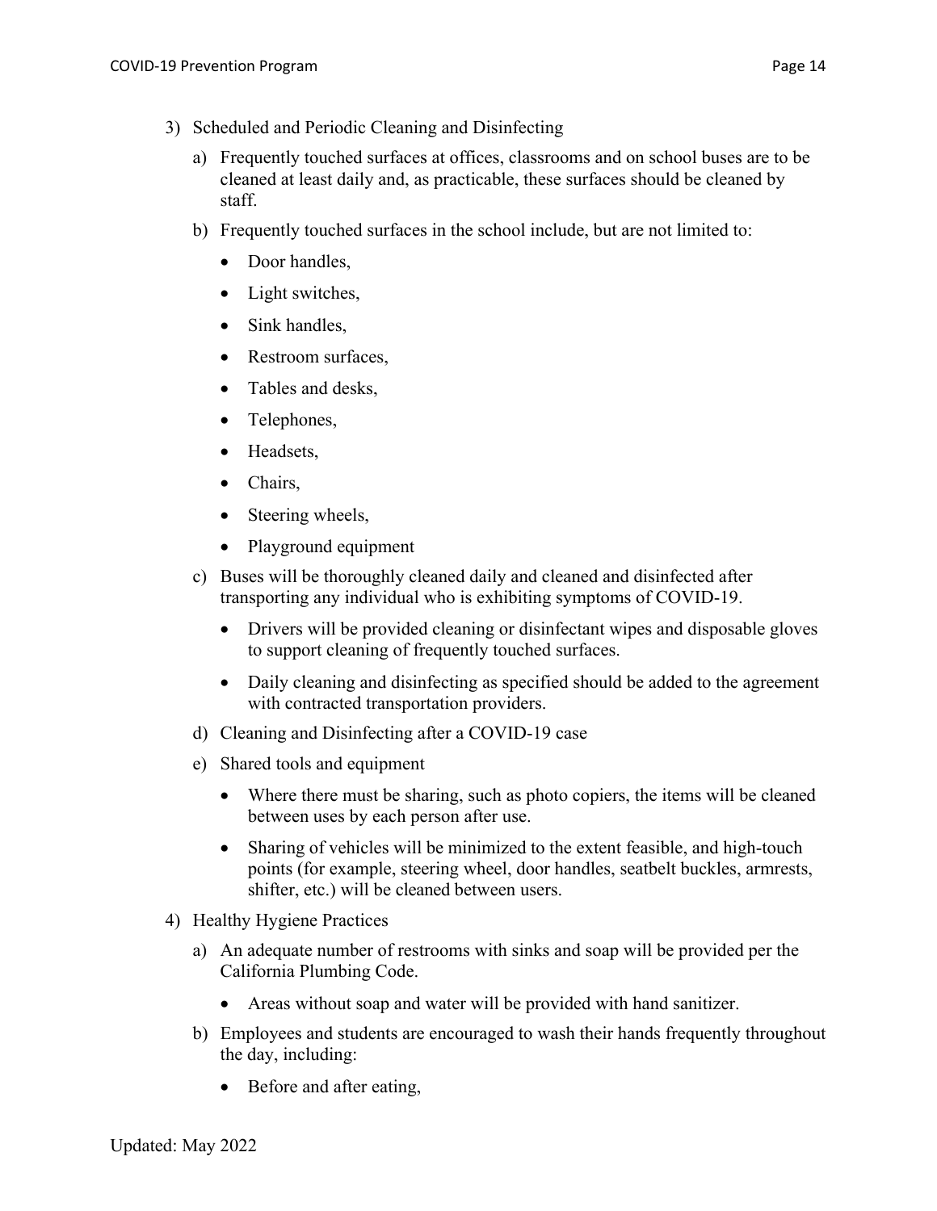3) Scheduled and Periodic Cleaning and Disinfecting

   a) Frequently touched surfaces at offices, classrooms and on school buses are to be cleaned at least daily and, as practicable, these surfaces should be cleaned by staff.

   b) Frequently touched surfaces in the school include, but are not limited to:

      - Door handles,
      - Light switches,
      - Sink handles,
      - Restroom surfaces,
      - Tables and desks,
      - Telephones,
      - Headsets,
      - Chairs,
      - Steering wheels,
      - Playground equipment

   c) Buses will be thoroughly cleaned daily and cleaned and disinfected after transporting any individual who is exhibiting symptoms of COVID-19.

      - Drivers will be provided cleaning or disinfectant wipes and disposable gloves to support cleaning of frequently touched surfaces.
      - Daily cleaning and disinfecting as specified should be added to the agreement with contracted transportation providers.

   d) Cleaning and Disinfecting after a COVID-19 case

   e) Shared tools and equipment

      - Where there must be sharing, such as photo copiers, the items will be cleaned between uses by each person after use.
      - Sharing of vehicles will be minimized to the extent feasible, and high-touch points (for example, steering wheel, door handles, seatbelt buckles, armrests, shifter, etc.) will be cleaned between users.

4) Healthy Hygiene Practices

   a) An adequate number of restrooms with sinks and soap will be provided per the California Plumbing Code.

      - Areas without soap and water will be provided with hand sanitizer.

   b) Employees and students are encouraged to wash their hands frequently throughout the day, including:

      - Before and after eating,

Updated: May 2022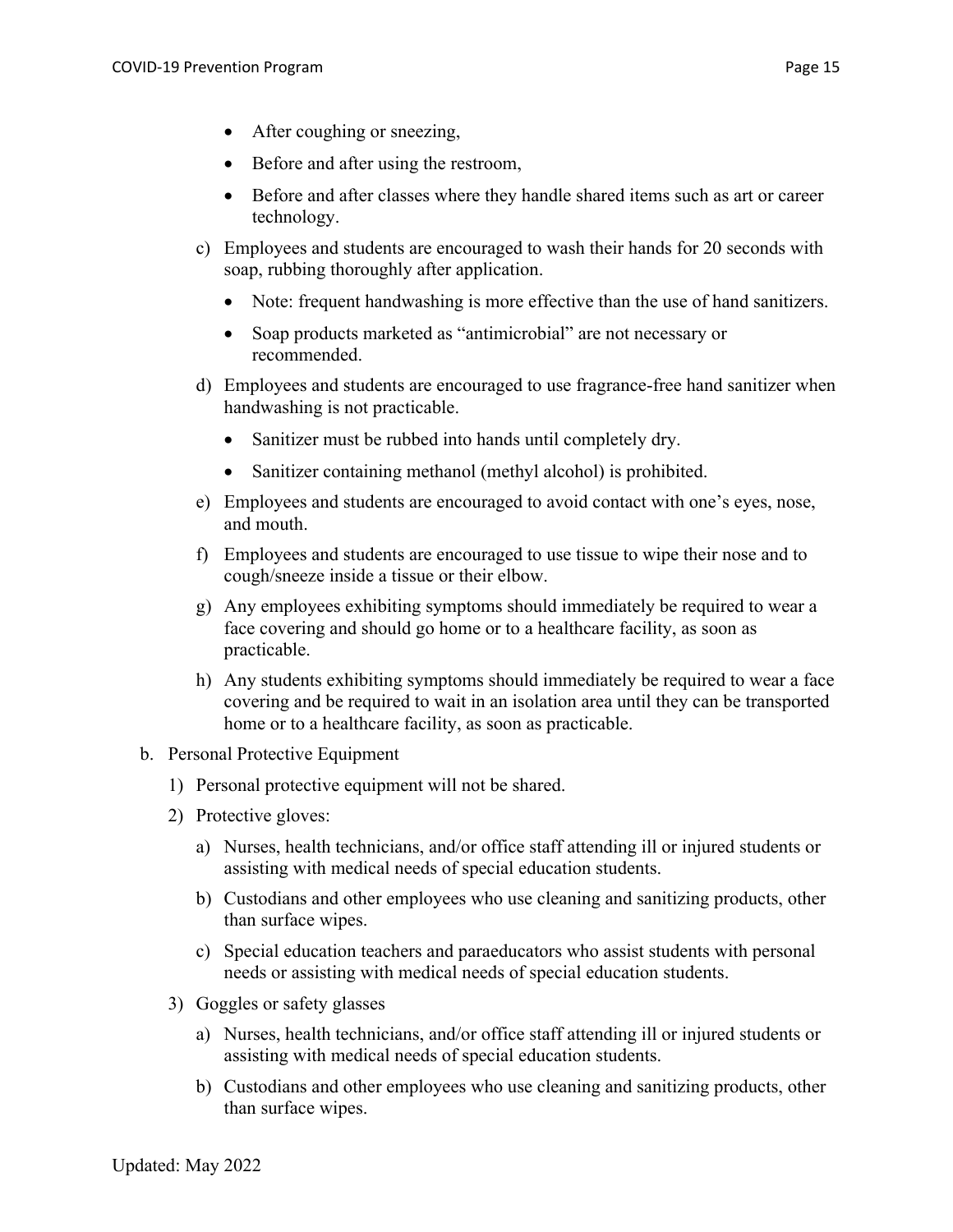- After coughing or sneezing,
- Before and after using the restroom,
- Before and after classes where they handle shared items such as art or career technology.

c) Employees and students are encouraged to wash their hands for 20 seconds with soap, rubbing thoroughly after application.

- Note: frequent handwashing is more effective than the use of hand sanitizers.
- Soap products marketed as "antimicrobial" are not necessary or recommended.

d) Employees and students are encouraged to use fragrance-free hand sanitizer when handwashing is not practicable.

- Sanitizer must be rubbed into hands until completely dry.
- Sanitizer containing methanol (methyl alcohol) is prohibited.

e) Employees and students are encouraged to avoid contact with one's eyes, nose, and mouth.

f) Employees and students are encouraged to use tissue to wipe their nose and to cough/sneeze inside a tissue or their elbow.

g) Any employees exhibiting symptoms should immediately be required to wear a face covering and should go home or to a healthcare facility, as soon as practicable.

h) Any students exhibiting symptoms should immediately be required to wear a face covering and be required to wait in an isolation area until they can be transported home or to a healthcare facility, as soon as practicable.

b. Personal Protective Equipment

1) Personal protective equipment will not be shared.

2) Protective gloves:

a) Nurses, health technicians, and/or office staff attending ill or injured students or assisting with medical needs of special education students.

b) Custodians and other employees who use cleaning and sanitizing products, other than surface wipes.

c) Special education teachers and paraeducators who assist students with personal needs or assisting with medical needs of special education students.

3) Goggles or safety glasses

a) Nurses, health technicians, and/or office staff attending ill or injured students or assisting with medical needs of special education students.

b) Custodians and other employees who use cleaning and sanitizing products, other than surface wipes.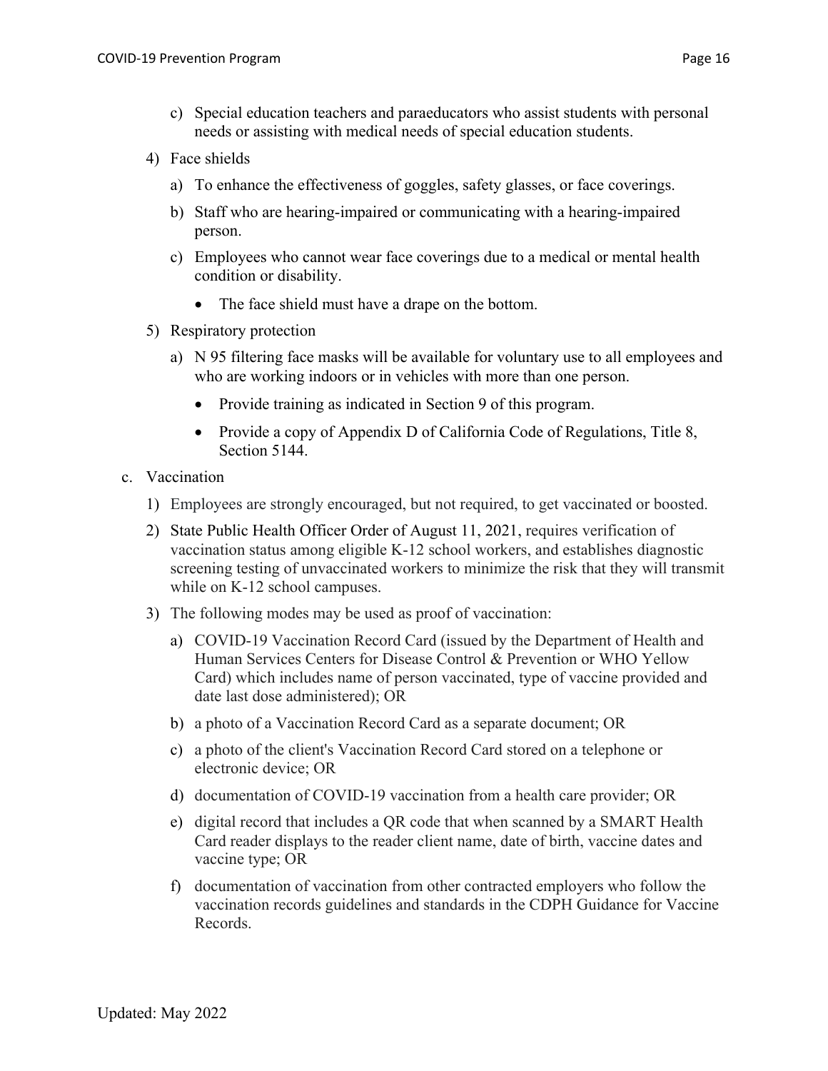c) Special education teachers and paraeducators who assist students with personal needs or assisting with medical needs of special education students.

4) Face shields

   a) To enhance the effectiveness of goggles, safety glasses, or face coverings.

   b) Staff who are hearing-impaired or communicating with a hearing-impaired person.

   c) Employees who cannot wear face coverings due to a medical or mental health condition or disability.

      - The face shield must have a drape on the bottom.

5) Respiratory protection

   a) N 95 filtering face masks will be available for voluntary use to all employees and who are working indoors or in vehicles with more than one person.

      - Provide training as indicated in Section 9 of this program.
      - Provide a copy of Appendix D of California Code of Regulations, Title 8, Section 5144.

c. Vaccination

1) Employees are strongly encouraged, but not required, to get vaccinated or boosted.

2) State Public Health Officer Order of August 11, 2021, requires verification of vaccination status among eligible K-12 school workers, and establishes diagnostic screening testing of unvaccinated workers to minimize the risk that they will transmit while on K-12 school campuses.

3) The following modes may be used as proof of vaccination:

   a) COVID-19 Vaccination Record Card (issued by the Department of Health and Human Services Centers for Disease Control & Prevention or WHO Yellow Card) which includes name of person vaccinated, type of vaccine provided and date last dose administered); OR

   b) a photo of a Vaccination Record Card as a separate document; OR

   c) a photo of the client's Vaccination Record Card stored on a telephone or electronic device; OR

   d) documentation of COVID-19 vaccination from a health care provider; OR

   e) digital record that includes a QR code that when scanned by a SMART Health Card reader displays to the reader client name, date of birth, vaccine dates and vaccine type; OR

   f) documentation of vaccination from other contracted employers who follow the vaccination records guidelines and standards in the CDPH Guidance for Vaccine Records.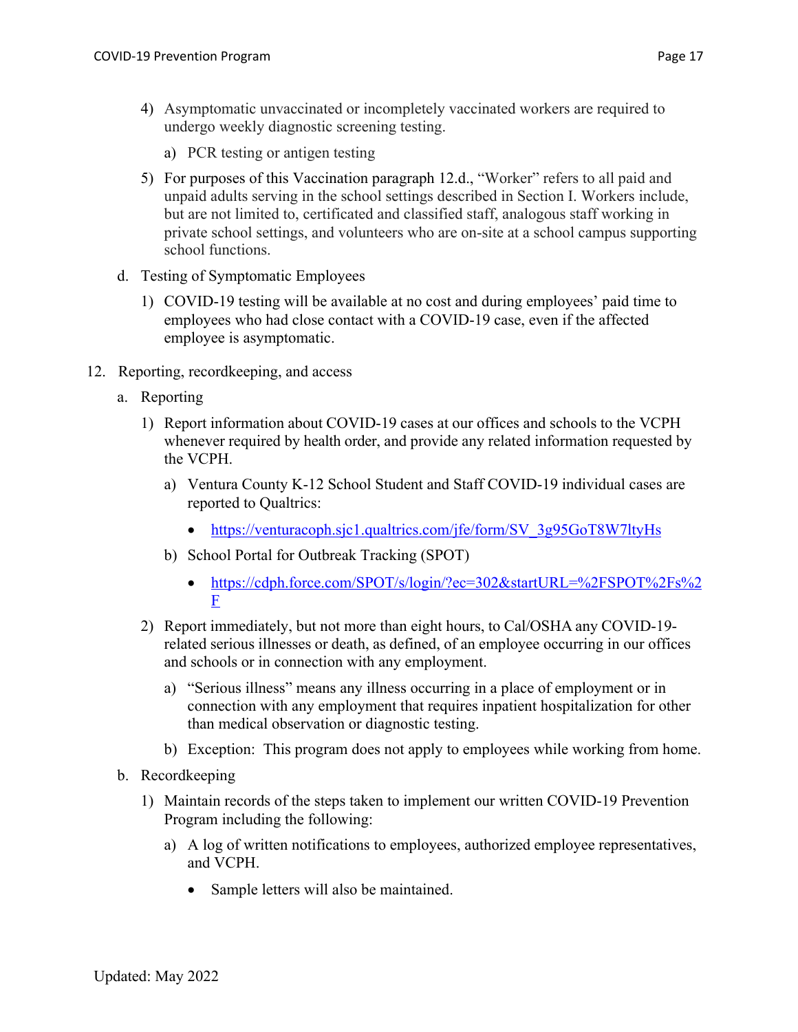4) Asymptomatic unvaccinated or incompletely vaccinated workers are required to undergo weekly diagnostic screening testing.

   a) PCR testing or antigen testing

5) For purposes of this Vaccination paragraph 12.d., "Worker" refers to all paid and unpaid adults serving in the school settings described in Section I. Workers include, but are not limited to, certificated and classified staff, analogous staff working in private school settings, and volunteers who are on-site at a school campus supporting school functions.

d. Testing of Symptomatic Employees

   1) COVID-19 testing will be available at no cost and during employees' paid time to employees who had close contact with a COVID-19 case, even if the affected employee is asymptomatic.

12. Reporting, recordkeeping, and access

   a. Reporting

      1) Report information about COVID-19 cases at our offices and schools to the VCPH whenever required by health order, and provide any related information requested by the VCPH.

         a) Ventura County K-12 School Student and Staff COVID-19 individual cases are reported to Qualtrics:

            - https://venturacoph.sjc1.qualtrics.com/jfe/form/SV_3g95GoT8W7ltyHs

         b) School Portal for Outbreak Tracking (SPOT)

            - https://cdph.force.com/SPOT/s/login/?ec=302&startURL=%2FSPOT%2Fs%2F

      2) Report immediately, but not more than eight hours, to Cal/OSHA any COVID-19-related serious illnesses or death, as defined, of an employee occurring in our offices and schools or in connection with any employment.

         a) "Serious illness" means any illness occurring in a place of employment or in connection with any employment that requires inpatient hospitalization for other than medical observation or diagnostic testing.

         b) Exception: This program does not apply to employees while working from home.

   b. Recordkeeping

      1) Maintain records of the steps taken to implement our written COVID-19 Prevention Program including the following:

         a) A log of written notifications to employees, authorized employee representatives, and VCPH.

            - Sample letters will also be maintained.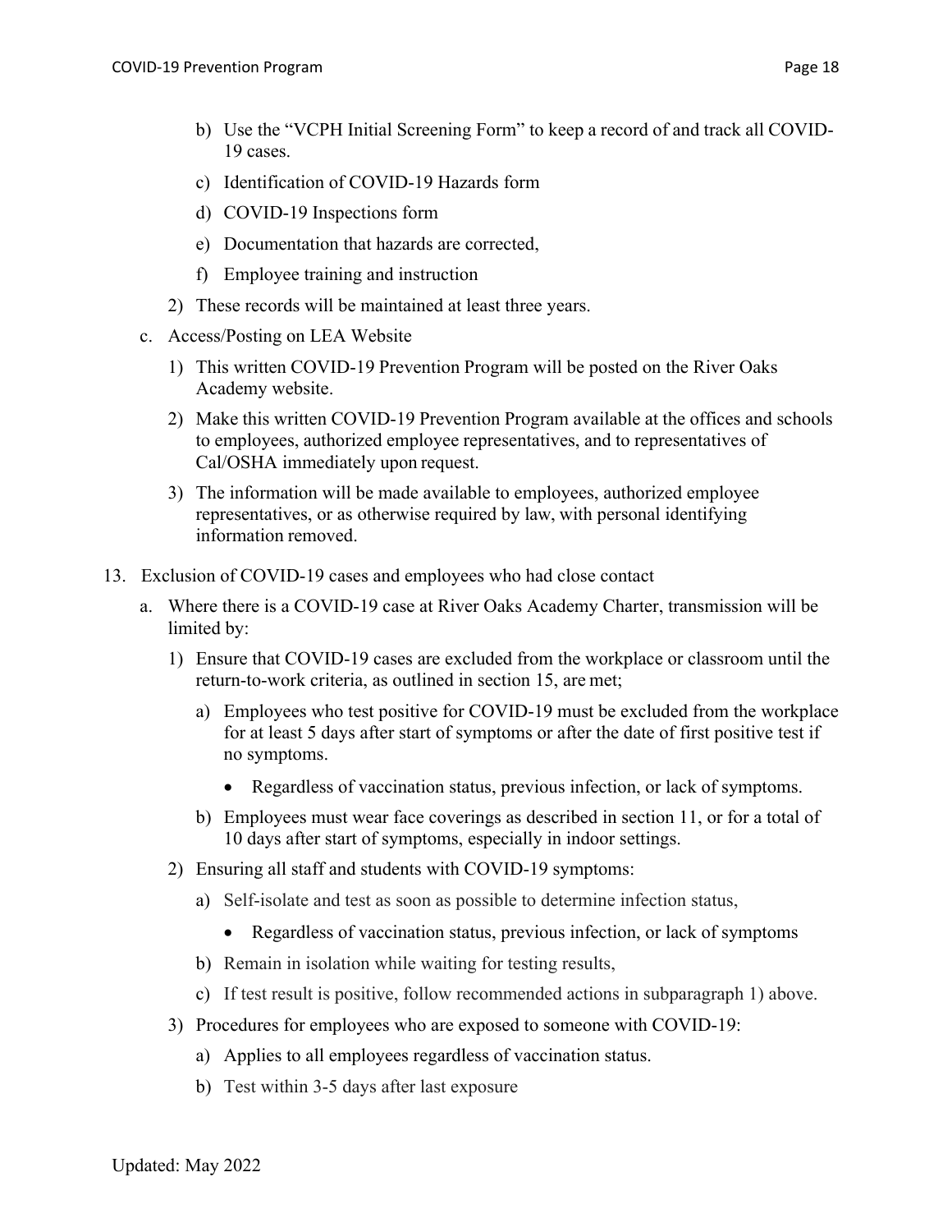b) Use the "VCPH Initial Screening Form" to keep a record of and track all COVID-19 cases.

c) Identification of COVID-19 Hazards form

d) COVID-19 Inspections form

e) Documentation that hazards are corrected,

f) Employee training and instruction

2) These records will be maintained at least three years.

c. Access/Posting on LEA Website

1) This written COVID-19 Prevention Program will be posted on the River Oaks Academy website.

2) Make this written COVID-19 Prevention Program available at the offices and schools to employees, authorized employee representatives, and to representatives of Cal/OSHA immediately upon request.

3) The information will be made available to employees, authorized employee representatives, or as otherwise required by law, with personal identifying information removed.

13. Exclusion of COVID-19 cases and employees who had close contact

a. Where there is a COVID-19 case at River Oaks Academy Charter, transmission will be limited by:

1) Ensure that COVID-19 cases are excluded from the workplace or classroom until the return-to-work criteria, as outlined in section 15, are met;

a) Employees who test positive for COVID-19 must be excluded from the workplace for at least 5 days after start of symptoms or after the date of first positive test if no symptoms.

- Regardless of vaccination status, previous infection, or lack of symptoms.

b) Employees must wear face coverings as described in section 11, or for a total of 10 days after start of symptoms, especially in indoor settings.

2) Ensuring all staff and students with COVID-19 symptoms:

a) Self-isolate and test as soon as possible to determine infection status,

- Regardless of vaccination status, previous infection, or lack of symptoms

b) Remain in isolation while waiting for testing results,

c) If test result is positive, follow recommended actions in subparagraph 1) above.

3) Procedures for employees who are exposed to someone with COVID-19:

a) Applies to all employees regardless of vaccination status.

b) Test within 3-5 days after last exposure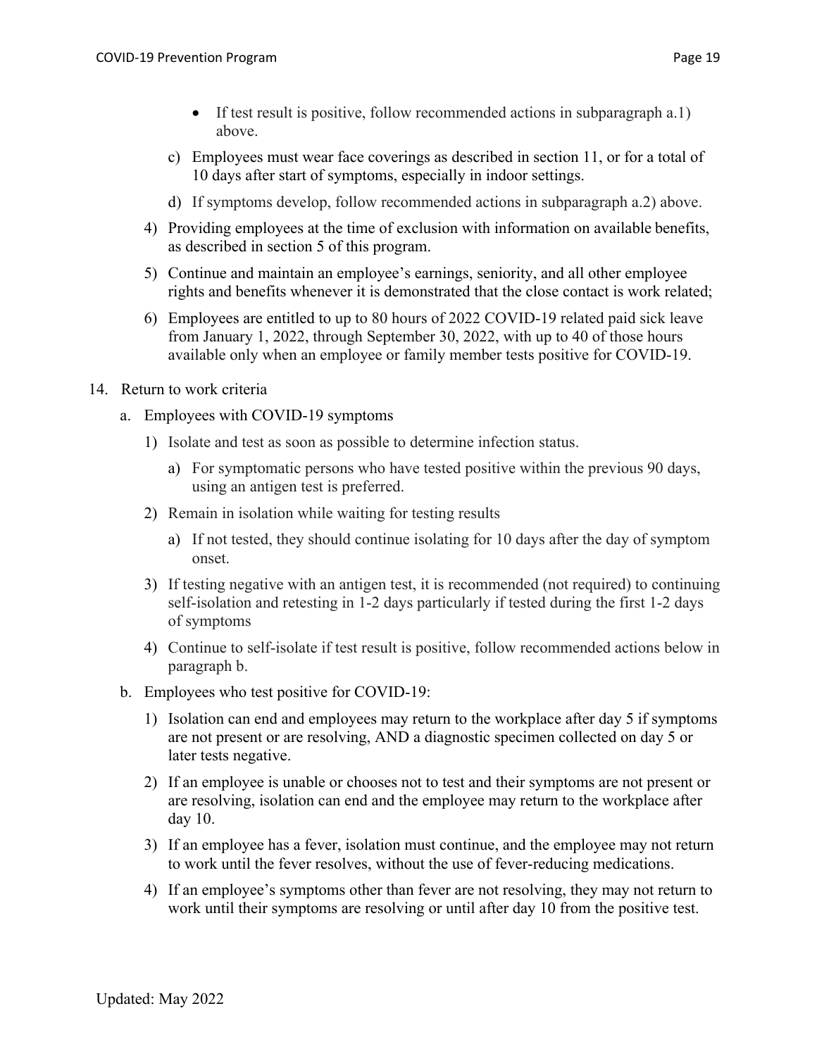- If test result is positive, follow recommended actions in subparagraph a.1) above.

c) Employees must wear face coverings as described in section 11, or for a total of 10 days after start of symptoms, especially in indoor settings.

d) If symptoms develop, follow recommended actions in subparagraph a.2) above.

4) Providing employees at the time of exclusion with information on available benefits, as described in section 5 of this program.

5) Continue and maintain an employee's earnings, seniority, and all other employee rights and benefits whenever it is demonstrated that the close contact is work related;

6) Employees are entitled to up to 80 hours of 2022 COVID-19 related paid sick leave from January 1, 2022, through September 30, 2022, with up to 40 of those hours available only when an employee or family member tests positive for COVID-19.

14. Return to work criteria

a. Employees with COVID-19 symptoms

1) Isolate and test as soon as possible to determine infection status.

a) For symptomatic persons who have tested positive within the previous 90 days, using an antigen test is preferred.

2) Remain in isolation while waiting for testing results

a) If not tested, they should continue isolating for 10 days after the day of symptom onset.

3) If testing negative with an antigen test, it is recommended (not required) to continuing self-isolation and retesting in 1-2 days particularly if tested during the first 1-2 days of symptoms

4) Continue to self-isolate if test result is positive, follow recommended actions below in paragraph b.

b. Employees who test positive for COVID-19:

1) Isolation can end and employees may return to the workplace after day 5 if symptoms are not present or are resolving, AND a diagnostic specimen collected on day 5 or later tests negative.

2) If an employee is unable or chooses not to test and their symptoms are not present or are resolving, isolation can end and the employee may return to the workplace after day 10.

3) If an employee has a fever, isolation must continue, and the employee may not return to work until the fever resolves, without the use of fever-reducing medications.

4) If an employee's symptoms other than fever are not resolving, they may not return to work until their symptoms are resolving or until after day 10 from the positive test.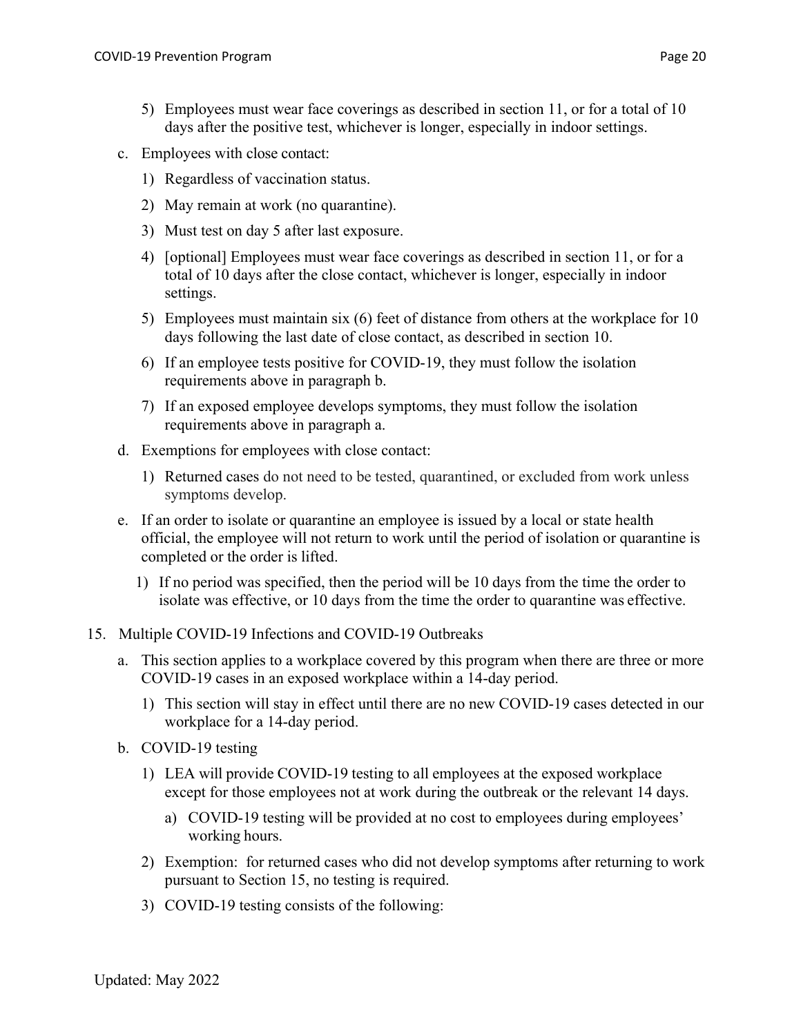5) Employees must wear face coverings as described in section 11, or for a total of 10 days after the positive test, whichever is longer, especially in indoor settings.

c. Employees with close contact:

   1) Regardless of vaccination status.

   2) May remain at work (no quarantine).

   3) Must test on day 5 after last exposure.

   4) [optional] Employees must wear face coverings as described in section 11, or for a total of 10 days after the close contact, whichever is longer, especially in indoor settings.

   5) Employees must maintain six (6) feet of distance from others at the workplace for 10 days following the last date of close contact, as described in section 10.

   6) If an employee tests positive for COVID-19, they must follow the isolation requirements above in paragraph b.

   7) If an exposed employee develops symptoms, they must follow the isolation requirements above in paragraph a.

d. Exemptions for employees with close contact:

   1) Returned cases do not need to be tested, quarantined, or excluded from work unless symptoms develop.

e. If an order to isolate or quarantine an employee is issued by a local or state health official, the employee will not return to work until the period of isolation or quarantine is completed or the order is lifted.

   1) If no period was specified, then the period will be 10 days from the time the order to isolate was effective, or 10 days from the time the order to quarantine was effective.

15. Multiple COVID-19 Infections and COVID-19 Outbreaks

   a. This section applies to a workplace covered by this program when there are three or more COVID-19 cases in an exposed workplace within a 14-day period.

      1) This section will stay in effect until there are no new COVID-19 cases detected in our workplace for a 14-day period.

   b. COVID-19 testing

      1) LEA will provide COVID-19 testing to all employees at the exposed workplace except for those employees not at work during the outbreak or the relevant 14 days.

         a) COVID-19 testing will be provided at no cost to employees during employees' working hours.

      2) Exemption: for returned cases who did not develop symptoms after returning to work pursuant to Section 15, no testing is required.

      3) COVID-19 testing consists of the following:

Updated: May 2022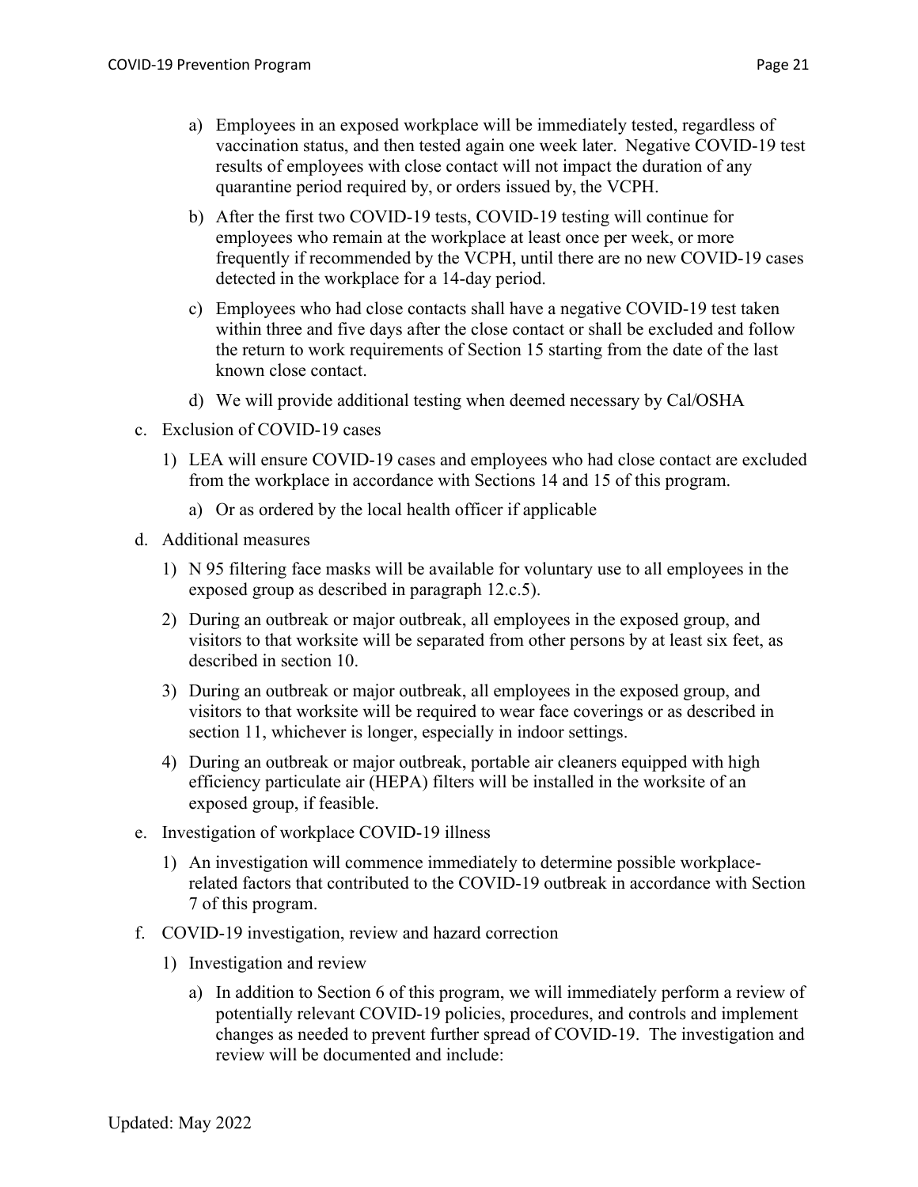a) Employees in an exposed workplace will be immediately tested, regardless of vaccination status, and then tested again one week later. Negative COVID-19 test results of employees with close contact will not impact the duration of any quarantine period required by, or orders issued by, the VCPH.

b) After the first two COVID-19 tests, COVID-19 testing will continue for employees who remain at the workplace at least once per week, or more frequently if recommended by the VCPH, until there are no new COVID-19 cases detected in the workplace for a 14-day period.

c) Employees who had close contacts shall have a negative COVID-19 test taken within three and five days after the close contact or shall be excluded and follow the return to work requirements of Section 15 starting from the date of the last known close contact.

d) We will provide additional testing when deemed necessary by Cal/OSHA

c. Exclusion of COVID-19 cases

1) LEA will ensure COVID-19 cases and employees who had close contact are excluded from the workplace in accordance with Sections 14 and 15 of this program.

a) Or as ordered by the local health officer if applicable

d. Additional measures

1) N 95 filtering face masks will be available for voluntary use to all employees in the exposed group as described in paragraph 12.c.5).

2) During an outbreak or major outbreak, all employees in the exposed group, and visitors to that worksite will be separated from other persons by at least six feet, as described in section 10.

3) During an outbreak or major outbreak, all employees in the exposed group, and visitors to that worksite will be required to wear face coverings or as described in section 11, whichever is longer, especially in indoor settings.

4) During an outbreak or major outbreak, portable air cleaners equipped with high efficiency particulate air (HEPA) filters will be installed in the worksite of an exposed group, if feasible.

e. Investigation of workplace COVID-19 illness

1) An investigation will commence immediately to determine possible workplace-related factors that contributed to the COVID-19 outbreak in accordance with Section 7 of this program.

f. COVID-19 investigation, review and hazard correction

1) Investigation and review

a) In addition to Section 6 of this program, we will immediately perform a review of potentially relevant COVID-19 policies, procedures, and controls and implement changes as needed to prevent further spread of COVID-19. The investigation and review will be documented and include:

Updated: May 2022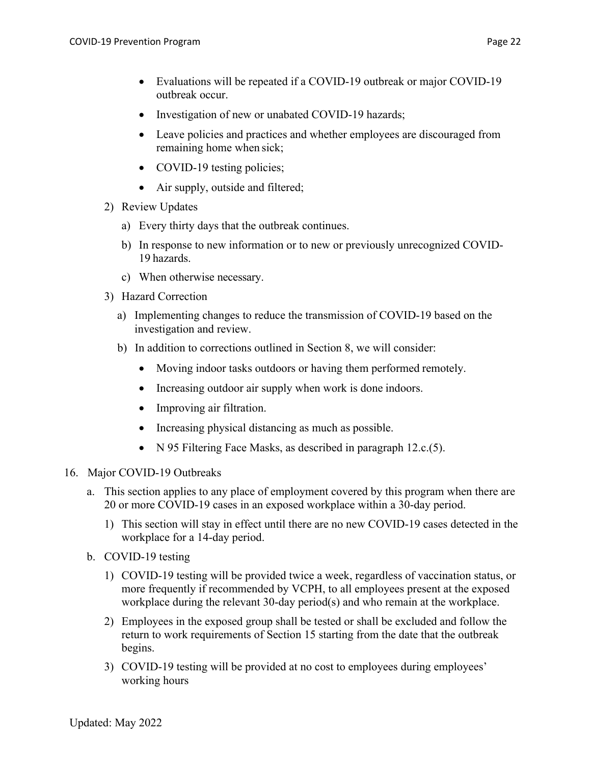- Evaluations will be repeated if a COVID-19 outbreak or major COVID-19 outbreak occur.
- Investigation of new or unabated COVID-19 hazards;
- Leave policies and practices and whether employees are discouraged from remaining home when sick;
- COVID-19 testing policies;
- Air supply, outside and filtered;

2) Review Updates
   a) Every thirty days that the outbreak continues.
   b) In response to new information or to new or previously unrecognized COVID-19 hazards.
   c) When otherwise necessary.
3) Hazard Correction
   a) Implementing changes to reduce the transmission of COVID-19 based on the investigation and review.
   b) In addition to corrections outlined in Section 8, we will consider:
      - Moving indoor tasks outdoors or having them performed remotely.
      - Increasing outdoor air supply when work is done indoors.
      - Improving air filtration.
      - Increasing physical distancing as much as possible.
      - N 95 Filtering Face Masks, as described in paragraph 12.c.(5).

16. Major COVID-19 Outbreaks

   a. This section applies to any place of employment covered by this program when there are 20 or more COVID-19 cases in an exposed workplace within a 30-day period.
      1) This section will stay in effect until there are no new COVID-19 cases detected in the workplace for a 14-day period.
   b. COVID-19 testing
      1) COVID-19 testing will be provided twice a week, regardless of vaccination status, or more frequently if recommended by VCPH, to all employees present at the exposed workplace during the relevant 30-day period(s) and who remain at the workplace.
      2) Employees in the exposed group shall be tested or shall be excluded and follow the return to work requirements of Section 15 starting from the date that the outbreak begins.
      3) COVID-19 testing will be provided at no cost to employees during employees' working hours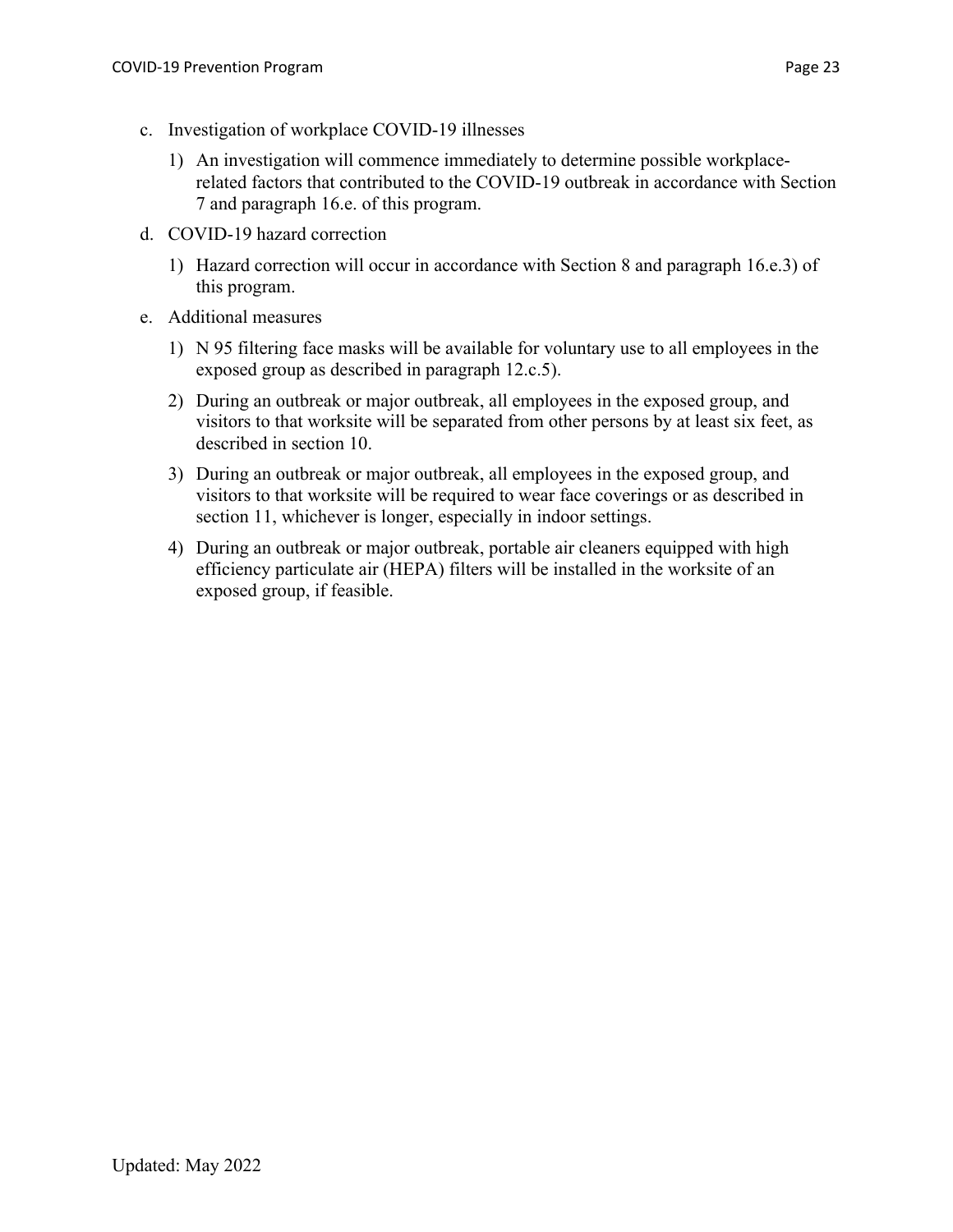c. Investigation of workplace COVID-19 illnesses

    1) An investigation will commence immediately to determine possible workplace-related factors that contributed to the COVID-19 outbreak in accordance with Section 7 and paragraph 16.e. of this program.

d. COVID-19 hazard correction

    1) Hazard correction will occur in accordance with Section 8 and paragraph 16.e.3) of this program.

e. Additional measures

    1) N 95 filtering face masks will be available for voluntary use to all employees in the exposed group as described in paragraph 12.c.5).

    2) During an outbreak or major outbreak, all employees in the exposed group, and visitors to that worksite will be separated from other persons by at least six feet, as described in section 10.

    3) During an outbreak or major outbreak, all employees in the exposed group, and visitors to that worksite will be required to wear face coverings or as described in section 11, whichever is longer, especially in indoor settings.

    4) During an outbreak or major outbreak, portable air cleaners equipped with high efficiency particulate air (HEPA) filters will be installed in the worksite of an exposed group, if feasible.